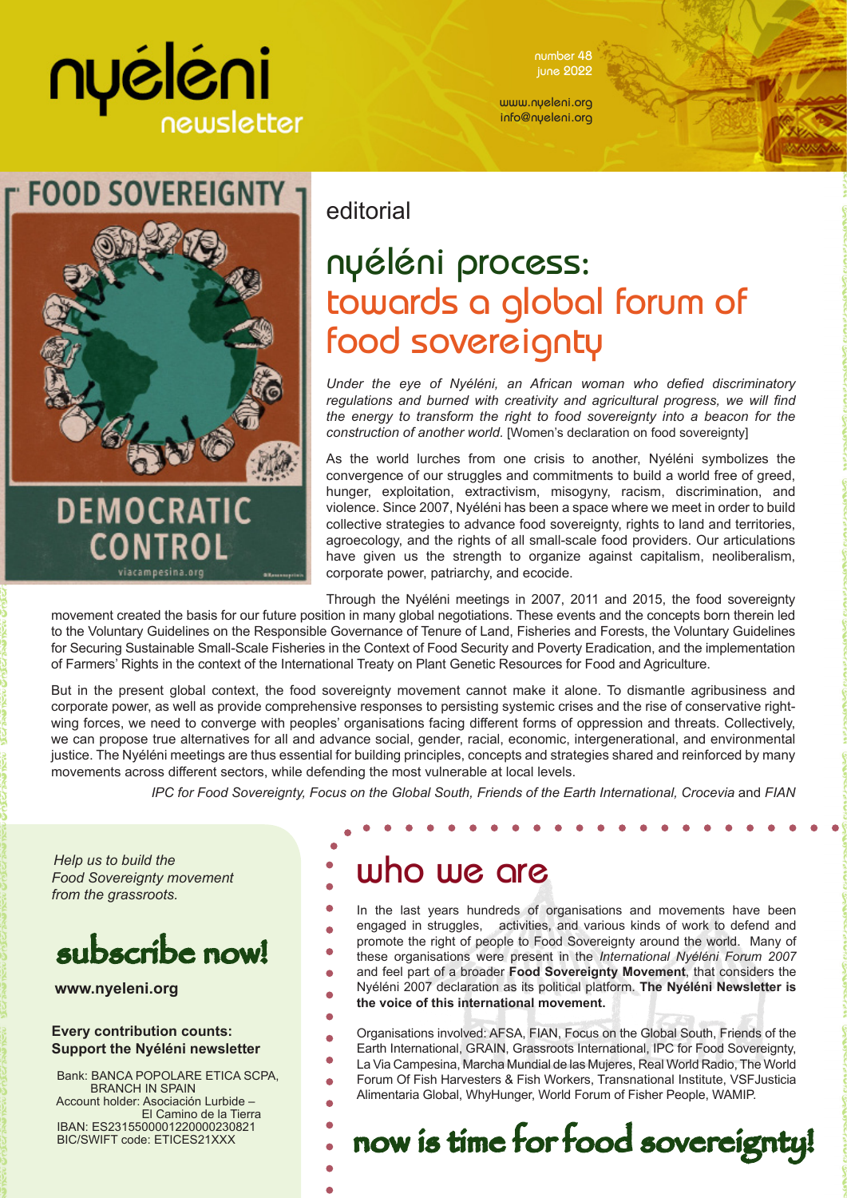# nyéléni newsletter

number 48
june 2022

www.nyeleni.org
info@nyeleni.org

## editorial

# nyéléni process: towards a global forum of food sovereignty

*Under the eye of Nyéléni, an African woman who defied discriminatory regulations and burned with creativity and agricultural progress, we will find the energy to transform the right to food sovereignty into a beacon for the construction of another world.* [Women's declaration on food sovereignty]

As the world lurches from one crisis to another, Nyéléni symbolizes the convergence of our struggles and commitments to build a world free of greed, hunger, exploitation, extractivism, misogyny, racism, discrimination, and violence. Since 2007, Nyéléni has been a space where we meet in order to build collective strategies to advance food sovereignty, rights to land and territories, agroecology, and the rights of all small-scale food providers. Our articulations have given us the strength to organize against capitalism, neoliberalism, corporate power, patriarchy, and ecocide.

Through the Nyéléni meetings in 2007, 2011 and 2015, the food sovereignty movement created the basis for our future position in many global negotiations. These events and the concepts born therein led to the Voluntary Guidelines on the Responsible Governance of Tenure of Land, Fisheries and Forests, the Voluntary Guidelines for Securing Sustainable Small-Scale Fisheries in the Context of Food Security and Poverty Eradication, and the implementation of Farmers' Rights in the context of the International Treaty on Plant Genetic Resources for Food and Agriculture.

But in the present global context, the food sovereignty movement cannot make it alone. To dismantle agribusiness and corporate power, as well as provide comprehensive responses to persisting systemic crises and the rise of conservative right-wing forces, we need to converge with peoples' organisations facing different forms of oppression and threats. Collectively, we can propose true alternatives for all and advance social, gender, racial, economic, intergenerational, and environmental justice. The Nyéléni meetings are thus essential for building principles, concepts and strategies shared and reinforced by many movements across different sectors, while defending the most vulnerable at local levels.

*IPC for Food Sovereignty, Focus on the Global South, Friends of the Earth International, Crocevia* and *FIAN*

*Help us to build the Food Sovereignty movement from the grassroots.*

## subscribe now!

**www.nyeleni.org**

**Every contribution counts: Support the Nyéléni newsletter**

Bank: BANCA POPOLARE ETICA SCPA, BRANCH IN SPAIN
Account holder: Asociación Lurbide – El Camino de la Tierra
IBAN: ES2315500001220000230821
BIC/SWIFT code: ETICES21XXX

## who we are

In the last years hundreds of organisations and movements have been engaged in struggles, activities, and various kinds of work to defend and promote the right of people to Food Sovereignty around the world. Many of these organisations were present in the *International Nyéléni Forum 2007* and feel part of a broader **Food Sovereignty Movement**, that considers the Nyéléni 2007 declaration as its political platform. **The Nyéléni Newsletter is the voice of this international movement.**

Organisations involved: AFSA, FIAN, Focus on the Global South, Friends of the Earth International, GRAIN, Grassroots International, IPC for Food Sovereignty, La Via Campesina, Marcha Mundial de las Mujeres, Real World Radio, The World Forum Of Fish Harvesters & Fish Workers, Transnational Institute, VSFJusticia Alimentaria Global, WhyHunger, World Forum of Fisher People, WAMIP.

## now is time for food sovereignty!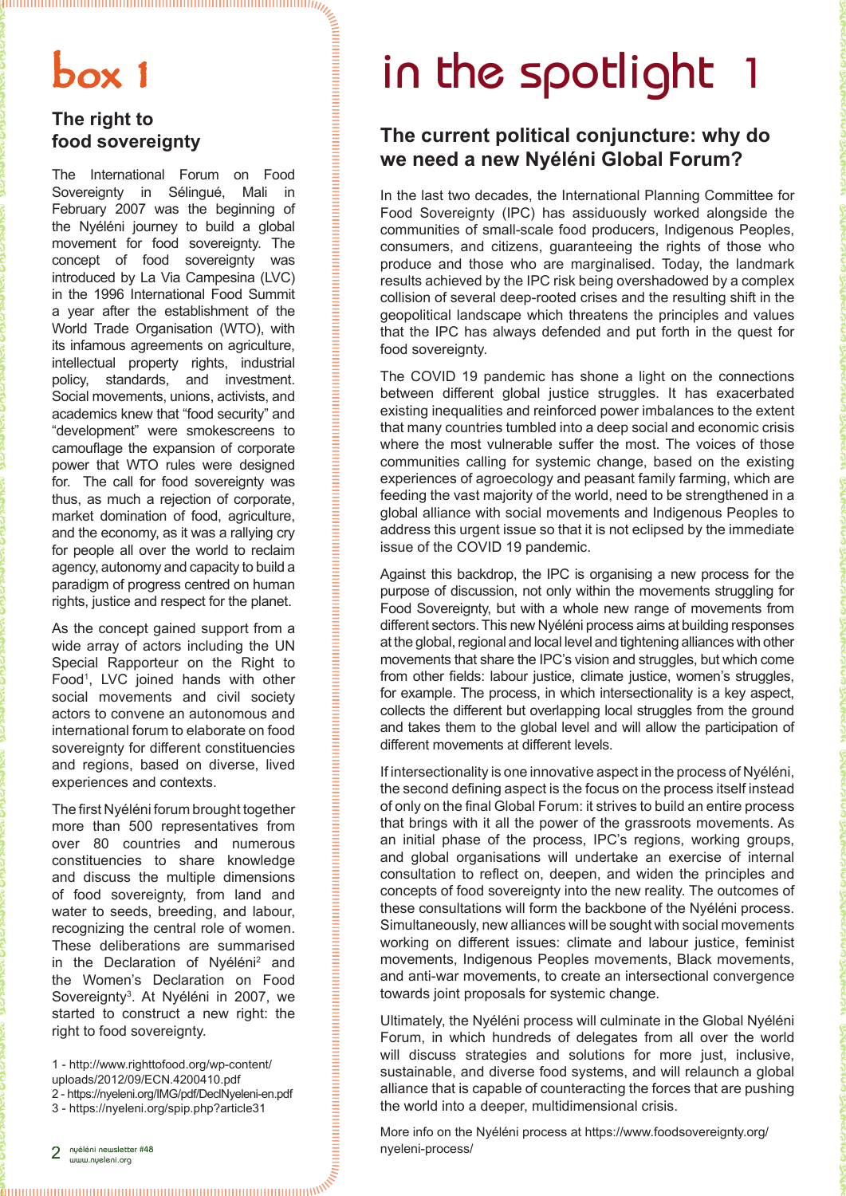# box 1

## The right to food sovereignty

The International Forum on Food Sovereignty in Sélingué, Mali in February 2007 was the beginning of the Nyéléni journey to build a global movement for food sovereignty. The concept of food sovereignty was introduced by La Via Campesina (LVC) in the 1996 International Food Summit a year after the establishment of the World Trade Organisation (WTO), with its infamous agreements on agriculture, intellectual property rights, industrial policy, standards, and investment. Social movements, unions, activists, and academics knew that "food security" and "development" were smokescreens to camouflage the expansion of corporate power that WTO rules were designed for. The call for food sovereignty was thus, as much a rejection of corporate, market domination of food, agriculture, and the economy, as it was a rallying cry for people all over the world to reclaim agency, autonomy and capacity to build a paradigm of progress centred on human rights, justice and respect for the planet.

As the concept gained support from a wide array of actors including the UN Special Rapporteur on the Right to Food[1], LVC joined hands with other social movements and civil society actors to convene an autonomous and international forum to elaborate on food sovereignty for different constituencies and regions, based on diverse, lived experiences and contexts.

The first Nyéléni forum brought together more than 500 representatives from over 80 countries and numerous constituencies to share knowledge and discuss the multiple dimensions of food sovereignty, from land and water to seeds, breeding, and labour, recognizing the central role of women. These deliberations are summarised in the Declaration of Nyéléni[2] and the Women's Declaration on Food Sovereignty[3]. At Nyéléni in 2007, we started to construct a new right: the right to food sovereignty.

1 - http://www.righttofood.org/wp-content/uploads/2012/09/ECN.4200410.pdf
2 - https://nyeleni.org/IMG/pdf/DeclNyeleni-en.pdf
3 - https://nyeleni.org/spip.php?article31

# in the spotlight 1

## The current political conjuncture: why do we need a new Nyéléni Global Forum?

In the last two decades, the International Planning Committee for Food Sovereignty (IPC) has assiduously worked alongside the communities of small-scale food producers, Indigenous Peoples, consumers, and citizens, guaranteeing the rights of those who produce and those who are marginalised. Today, the landmark results achieved by the IPC risk being overshadowed by a complex collision of several deep-rooted crises and the resulting shift in the geopolitical landscape which threatens the principles and values that the IPC has always defended and put forth in the quest for food sovereignty.

The COVID 19 pandemic has shone a light on the connections between different global justice struggles. It has exacerbated existing inequalities and reinforced power imbalances to the extent that many countries tumbled into a deep social and economic crisis where the most vulnerable suffer the most. The voices of those communities calling for systemic change, based on the existing experiences of agroecology and peasant family farming, which are feeding the vast majority of the world, need to be strengthened in a global alliance with social movements and Indigenous Peoples to address this urgent issue so that it is not eclipsed by the immediate issue of the COVID 19 pandemic.

Against this backdrop, the IPC is organising a new process for the purpose of discussion, not only within the movements struggling for Food Sovereignty, but with a whole new range of movements from different sectors. This new Nyéléni process aims at building responses at the global, regional and local level and tightening alliances with other movements that share the IPC's vision and struggles, but which come from other fields: labour justice, climate justice, women's struggles, for example. The process, in which intersectionality is a key aspect, collects the different but overlapping local struggles from the ground and takes them to the global level and will allow the participation of different movements at different levels.

If intersectionality is one innovative aspect in the process of Nyéléni, the second defining aspect is the focus on the process itself instead of only on the final Global Forum: it strives to build an entire process that brings with it all the power of the grassroots movements. As an initial phase of the process, IPC's regions, working groups, and global organisations will undertake an exercise of internal consultation to reflect on, deepen, and widen the principles and concepts of food sovereignty into the new reality. The outcomes of these consultations will form the backbone of the Nyéléni process. Simultaneously, new alliances will be sought with social movements working on different issues: climate and labour justice, feminist movements, Indigenous Peoples movements, Black movements, and anti-war movements, to create an intersectional convergence towards joint proposals for systemic change.

Ultimately, the Nyéléni process will culminate in the Global Nyéléni Forum, in which hundreds of delegates from all over the world will discuss strategies and solutions for more just, inclusive, sustainable, and diverse food systems, and will relaunch a global alliance that is capable of counteracting the forces that are pushing the world into a deeper, multidimensional crisis.

More info on the Nyéléni process at https://www.foodsovereignty.org/nyeleni-process/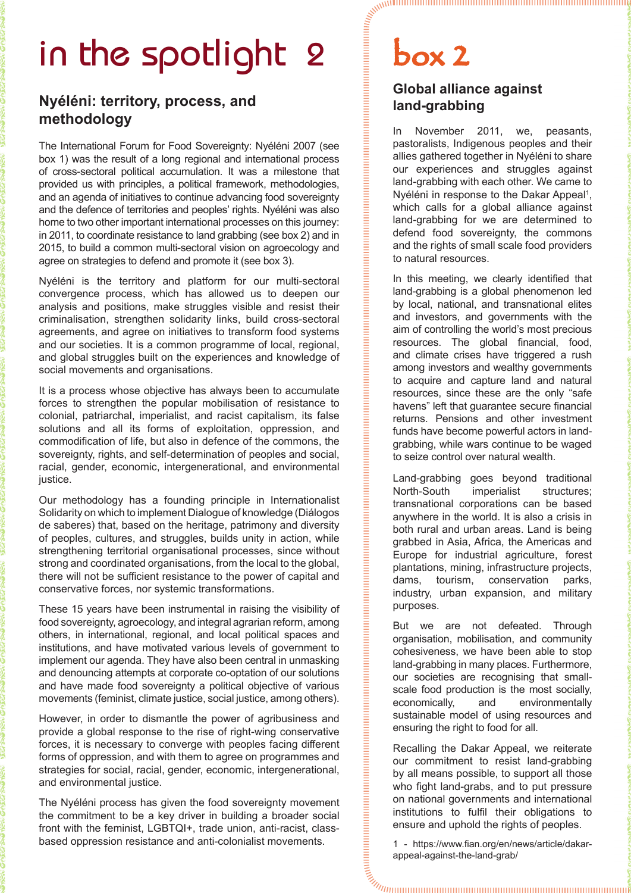# in the spotlight 2

## Nyéléni: territory, process, and methodology

The International Forum for Food Sovereignty: Nyéléni 2007 (see box 1) was the result of a long regional and international process of cross-sectoral political accumulation. It was a milestone that provided us with principles, a political framework, methodologies, and an agenda of initiatives to continue advancing food sovereignty and the defence of territories and peoples' rights. Nyéléni was also home to two other important international processes on this journey: in 2011, to coordinate resistance to land grabbing (see box 2) and in 2015, to build a common multi-sectoral vision on agroecology and agree on strategies to defend and promote it (see box 3).

Nyéléni is the territory and platform for our multi-sectoral convergence process, which has allowed us to deepen our analysis and positions, make struggles visible and resist their criminalisation, strengthen solidarity links, build cross-sectoral agreements, and agree on initiatives to transform food systems and our societies. It is a common programme of local, regional, and global struggles built on the experiences and knowledge of social movements and organisations.

It is a process whose objective has always been to accumulate forces to strengthen the popular mobilisation of resistance to colonial, patriarchal, imperialist, and racist capitalism, its false solutions and all its forms of exploitation, oppression, and commodification of life, but also in defence of the commons, the sovereignty, rights, and self-determination of peoples and social, racial, gender, economic, intergenerational, and environmental justice.

Our methodology has a founding principle in Internationalist Solidarity on which to implement Dialogue of knowledge (Diálogos de saberes) that, based on the heritage, patrimony and diversity of peoples, cultures, and struggles, builds unity in action, while strengthening territorial organisational processes, since without strong and coordinated organisations, from the local to the global, there will not be sufficient resistance to the power of capital and conservative forces, nor systemic transformations.

These 15 years have been instrumental in raising the visibility of food sovereignty, agroecology, and integral agrarian reform, among others, in international, regional, and local political spaces and institutions, and have motivated various levels of government to implement our agenda. They have also been central in unmasking and denouncing attempts at corporate co-optation of our solutions and have made food sovereignty a political objective of various movements (feminist, climate justice, social justice, among others).

However, in order to dismantle the power of agribusiness and provide a global response to the rise of right-wing conservative forces, it is necessary to converge with peoples facing different forms of oppression, and with them to agree on programmes and strategies for social, racial, gender, economic, intergenerational, and environmental justice.

The Nyéléni process has given the food sovereignty movement the commitment to be a key driver in building a broader social front with the feminist, LGBTQI+, trade union, anti-racist, class-based oppression resistance and anti-colonialist movements.

# box 2

## Global alliance against land-grabbing

In November 2011, we, peasants, pastoralists, Indigenous peoples and their allies gathered together in Nyéléni to share our experiences and struggles against land-grabbing with each other. We came to Nyéléni in response to the Dakar Appeal[1], which calls for a global alliance against land-grabbing for we are determined to defend food sovereignty, the commons and the rights of small scale food providers to natural resources.

In this meeting, we clearly identified that land-grabbing is a global phenomenon led by local, national, and transnational elites and investors, and governments with the aim of controlling the world's most precious resources. The global financial, food, and climate crises have triggered a rush among investors and wealthy governments to acquire and capture land and natural resources, since these are the only "safe havens" left that guarantee secure financial returns. Pensions and other investment funds have become powerful actors in land-grabbing, while wars continue to be waged to seize control over natural wealth.

Land-grabbing goes beyond traditional North-South imperialist structures; transnational corporations can be based anywhere in the world. It is also a crisis in both rural and urban areas. Land is being grabbed in Asia, Africa, the Americas and Europe for industrial agriculture, forest plantations, mining, infrastructure projects, dams, tourism, conservation parks, industry, urban expansion, and military purposes.

But we are not defeated. Through organisation, mobilisation, and community cohesiveness, we have been able to stop land-grabbing in many places. Furthermore, our societies are recognising that small-scale food production is the most socially, economically, and environmentally sustainable model of using resources and ensuring the right to food for all.

Recalling the Dakar Appeal, we reiterate our commitment to resist land-grabbing by all means possible, to support all those who fight land-grabs, and to put pressure on national governments and international institutions to fulfil their obligations to ensure and uphold the rights of peoples.

1 - https://www.fian.org/en/news/article/dakar-appeal-against-the-land-grab/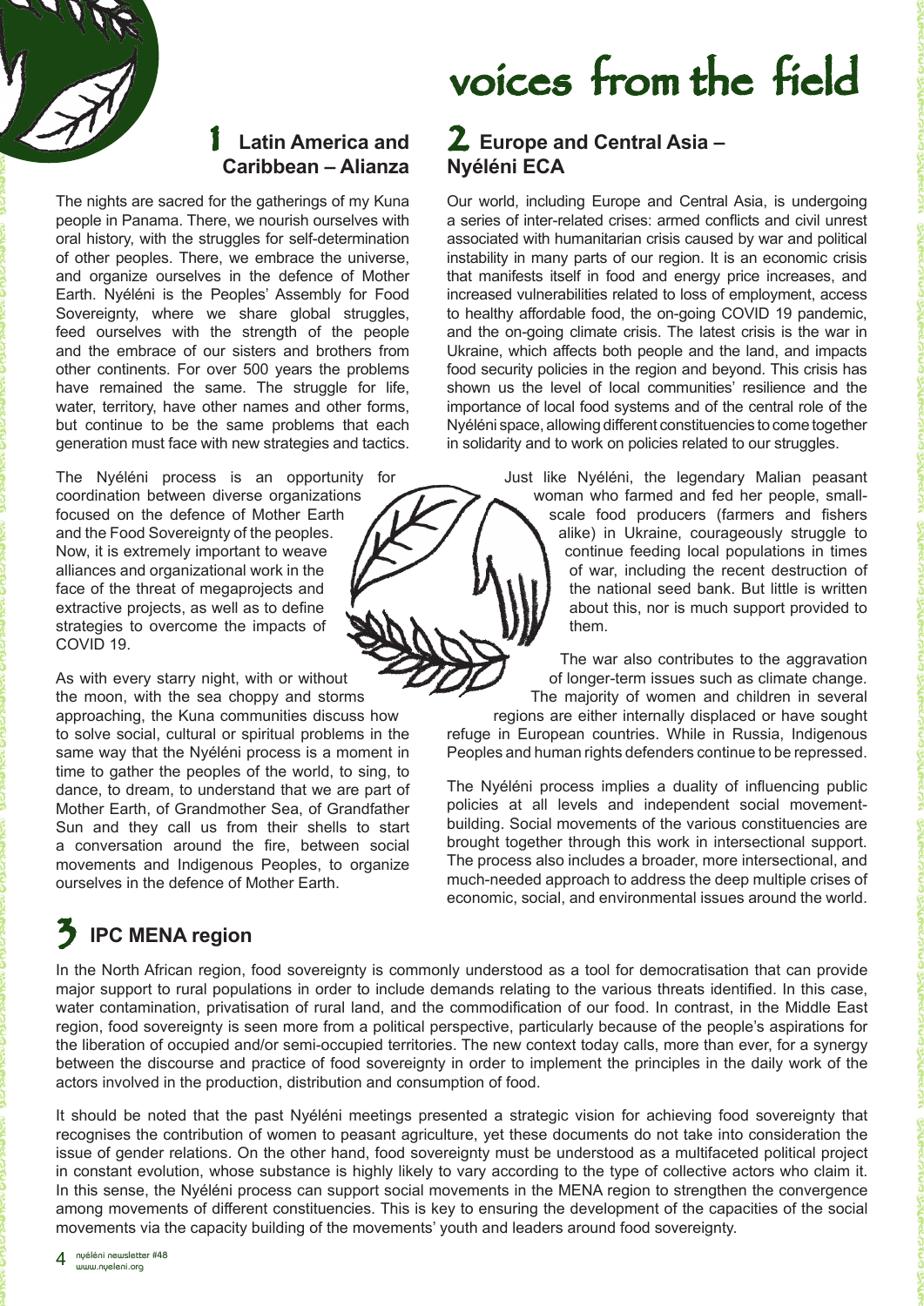# voices from the field

## 1 Latin America and Caribbean – Alianza

The nights are sacred for the gatherings of my Kuna people in Panama. There, we nourish ourselves with oral history, with the struggles for self-determination of other peoples. There, we embrace the universe, and organize ourselves in the defence of Mother Earth. Nyéléni is the Peoples' Assembly for Food Sovereignty, where we share global struggles, feed ourselves with the strength of the people and the embrace of our sisters and brothers from other continents. For over 500 years the problems have remained the same. The struggle for life, water, territory, have other names and other forms, but continue to be the same problems that each generation must face with new strategies and tactics.

The Nyéléni process is an opportunity for coordination between diverse organizations focused on the defence of Mother Earth and the Food Sovereignty of the peoples. Now, it is extremely important to weave alliances and organizational work in the face of the threat of megaprojects and extractive projects, as well as to define strategies to overcome the impacts of COVID 19.

As with every starry night, with or without the moon, with the sea choppy and storms approaching, the Kuna communities discuss how to solve social, cultural or spiritual problems in the same way that the Nyéléni process is a moment in time to gather the peoples of the world, to sing, to dance, to dream, to understand that we are part of Mother Earth, of Grandmother Sea, of Grandfather Sun and they call us from their shells to start a conversation around the fire, between social movements and Indigenous Peoples, to organize ourselves in the defence of Mother Earth.

## 2 Europe and Central Asia – Nyéléni ECA

Our world, including Europe and Central Asia, is undergoing a series of inter-related crises: armed conflicts and civil unrest associated with humanitarian crisis caused by war and political instability in many parts of our region. It is an economic crisis that manifests itself in food and energy price increases, and increased vulnerabilities related to loss of employment, access to healthy affordable food, the on-going COVID 19 pandemic, and the on-going climate crisis. The latest crisis is the war in Ukraine, which affects both people and the land, and impacts food security policies in the region and beyond. This crisis has shown us the level of local communities' resilience and the importance of local food systems and of the central role of the Nyéléni space, allowing different constituencies to come together in solidarity and to work on policies related to our struggles.

Just like Nyéléni, the legendary Malian peasant woman who farmed and fed her people, small-scale food producers (farmers and fishers alike) in Ukraine, courageously struggle to continue feeding local populations in times of war, including the recent destruction of the national seed bank. But little is written about this, nor is much support provided to them.

The war also contributes to the aggravation of longer-term issues such as climate change. The majority of women and children in several regions are either internally displaced or have sought refuge in European countries. While in Russia, Indigenous Peoples and human rights defenders continue to be repressed.

The Nyéléni process implies a duality of influencing public policies at all levels and independent social movement-building. Social movements of the various constituencies are brought together through this work in intersectional support. The process also includes a broader, more intersectional, and much-needed approach to address the deep multiple crises of economic, social, and environmental issues around the world.

## 3 IPC MENA region

In the North African region, food sovereignty is commonly understood as a tool for democratisation that can provide major support to rural populations in order to include demands relating to the various threats identified. In this case, water contamination, privatisation of rural land, and the commodification of our food. In contrast, in the Middle East region, food sovereignty is seen more from a political perspective, particularly because of the people's aspirations for the liberation of occupied and/or semi-occupied territories. The new context today calls, more than ever, for a synergy between the discourse and practice of food sovereignty in order to implement the principles in the daily work of the actors involved in the production, distribution and consumption of food.

It should be noted that the past Nyéléni meetings presented a strategic vision for achieving food sovereignty that recognises the contribution of women to peasant agriculture, yet these documents do not take into consideration the issue of gender relations. On the other hand, food sovereignty must be understood as a multifaceted political project in constant evolution, whose substance is highly likely to vary according to the type of collective actors who claim it. In this sense, the Nyéléni process can support social movements in the MENA region to strengthen the convergence among movements of different constituencies. This is key to ensuring the development of the capacities of the social movements via the capacity building of the movements' youth and leaders around food sovereignty.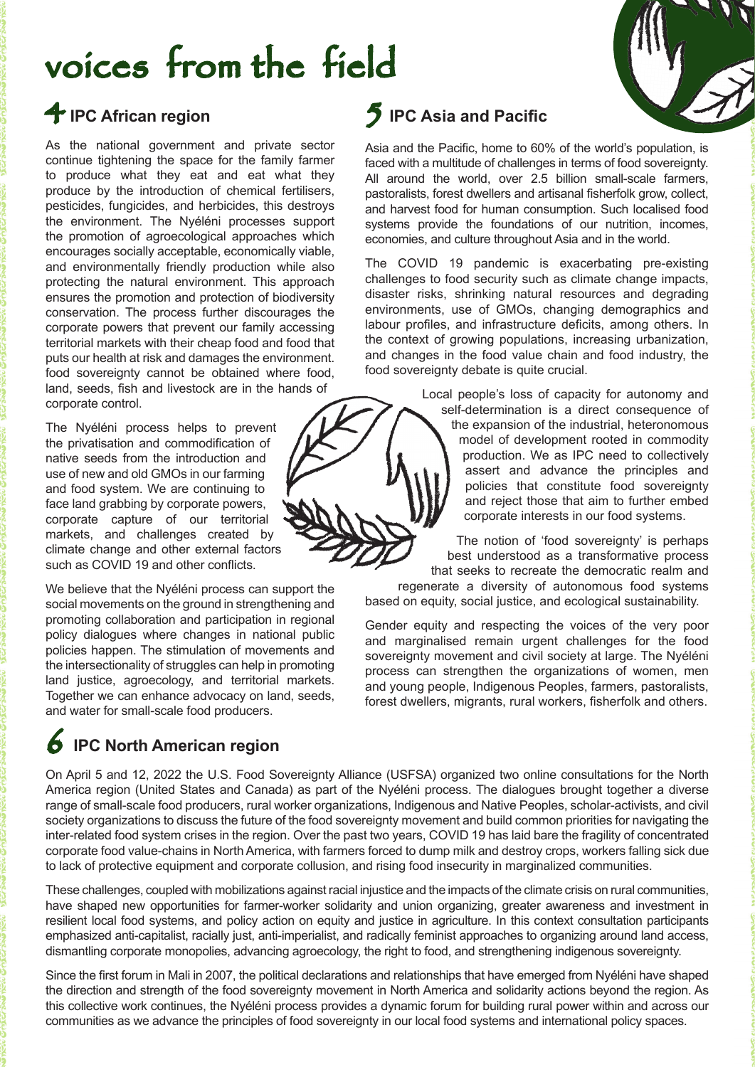# voices from the field

## 4 IPC African region

As the national government and private sector continue tightening the space for the family farmer to produce what they eat and eat what they produce by the introduction of chemical fertilisers, pesticides, fungicides, and herbicides, this destroys the environment. The Nyéléni processes support the promotion of agroecological approaches which encourages socially acceptable, economically viable, and environmentally friendly production while also protecting the natural environment. This approach ensures the promotion and protection of biodiversity conservation. The process further discourages the corporate powers that prevent our family accessing territorial markets with their cheap food and food that puts our health at risk and damages the environment. food sovereignty cannot be obtained where food, land, seeds, fish and livestock are in the hands of corporate control.

The Nyéléni process helps to prevent the privatisation and commodification of native seeds from the introduction and use of new and old GMOs in our farming and food system. We are continuing to face land grabbing by corporate powers, corporate capture of our territorial markets, and challenges created by climate change and other external factors such as COVID 19 and other conflicts.

We believe that the Nyéléni process can support the social movements on the ground in strengthening and promoting collaboration and participation in regional policy dialogues where changes in national public policies happen. The stimulation of movements and the intersectionality of struggles can help in promoting land justice, agroecology, and territorial markets. Together we can enhance advocacy on land, seeds, and water for small-scale food producers.

## 5 IPC Asia and Pacific

Asia and the Pacific, home to 60% of the world's population, is faced with a multitude of challenges in terms of food sovereignty. All around the world, over 2.5 billion small-scale farmers, pastoralists, forest dwellers and artisanal fisherfolk grow, collect, and harvest food for human consumption. Such localised food systems provide the foundations of our nutrition, incomes, economies, and culture throughout Asia and in the world.

The COVID 19 pandemic is exacerbating pre-existing challenges to food security such as climate change impacts, disaster risks, shrinking natural resources and degrading environments, use of GMOs, changing demographics and labour profiles, and infrastructure deficits, among others. In the context of growing populations, increasing urbanization, and changes in the food value chain and food industry, the food sovereignty debate is quite crucial.

Local people's loss of capacity for autonomy and self-determination is a direct consequence of the expansion of the industrial, heteronomous model of development rooted in commodity production. We as IPC need to collectively assert and advance the principles and policies that constitute food sovereignty and reject those that aim to further embed corporate interests in our food systems.

The notion of 'food sovereignty' is perhaps best understood as a transformative process that seeks to recreate the democratic realm and regenerate a diversity of autonomous food systems based on equity, social justice, and ecological sustainability.

Gender equity and respecting the voices of the very poor and marginalised remain urgent challenges for the food sovereignty movement and civil society at large. The Nyéléni process can strengthen the organizations of women, men and young people, Indigenous Peoples, farmers, pastoralists, forest dwellers, migrants, rural workers, fisherfolk and others.

## 6 IPC North American region

On April 5 and 12, 2022 the U.S. Food Sovereignty Alliance (USFSA) organized two online consultations for the North America region (United States and Canada) as part of the Nyéléni process. The dialogues brought together a diverse range of small-scale food producers, rural worker organizations, Indigenous and Native Peoples, scholar-activists, and civil society organizations to discuss the future of the food sovereignty movement and build common priorities for navigating the inter-related food system crises in the region. Over the past two years, COVID 19 has laid bare the fragility of concentrated corporate food value-chains in North America, with farmers forced to dump milk and destroy crops, workers falling sick due to lack of protective equipment and corporate collusion, and rising food insecurity in marginalized communities.

These challenges, coupled with mobilizations against racial injustice and the impacts of the climate crisis on rural communities, have shaped new opportunities for farmer-worker solidarity and union organizing, greater awareness and investment in resilient local food systems, and policy action on equity and justice in agriculture. In this context consultation participants emphasized anti-capitalist, racially just, anti-imperialist, and radically feminist approaches to organizing around land access, dismantling corporate monopolies, advancing agroecology, the right to food, and strengthening indigenous sovereignty.

Since the first forum in Mali in 2007, the political declarations and relationships that have emerged from Nyéléni have shaped the direction and strength of the food sovereignty movement in North America and solidarity actions beyond the region. As this collective work continues, the Nyéléni process provides a dynamic forum for building rural power within and across our communities as we advance the principles of food sovereignty in our local food systems and international policy spaces.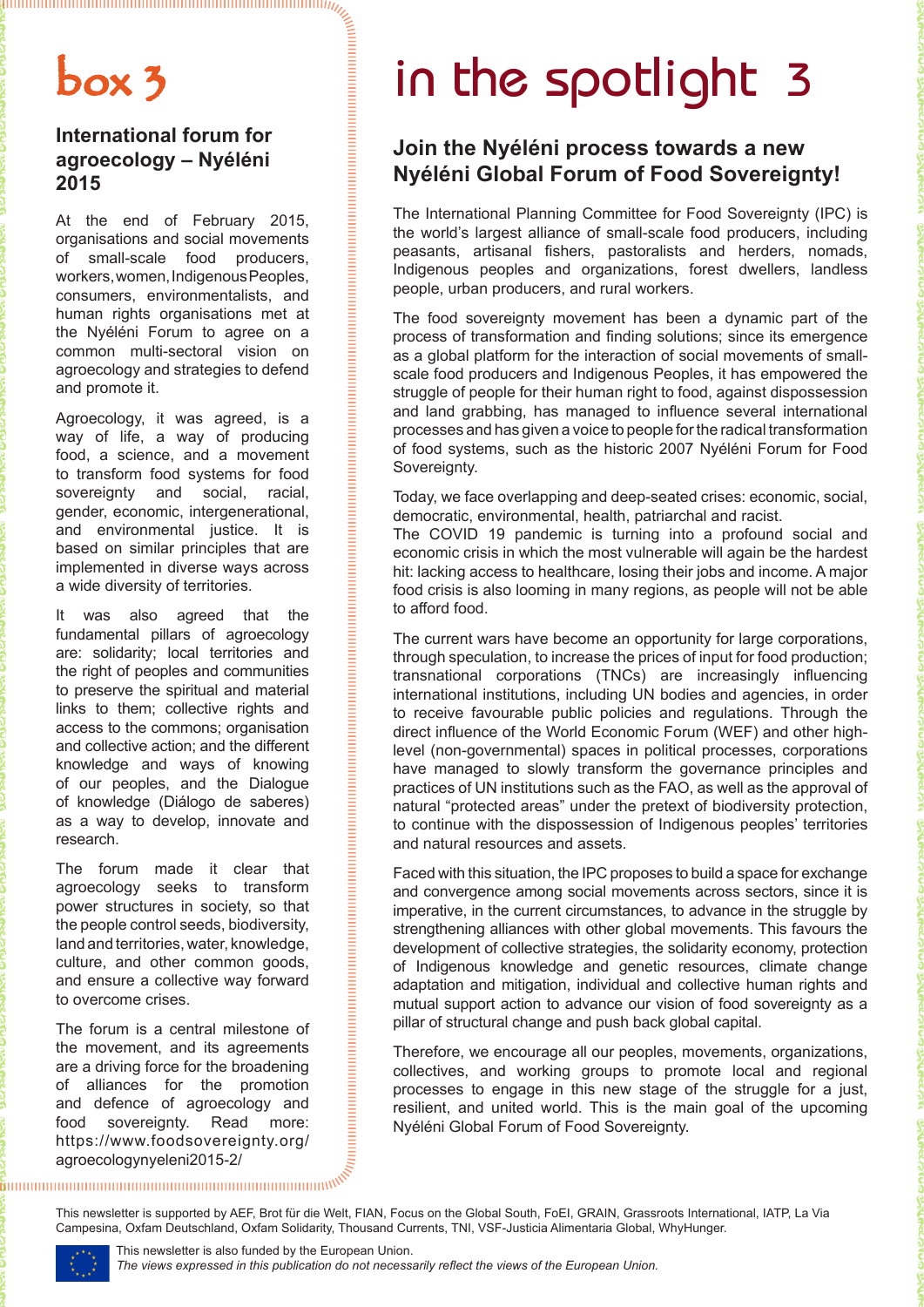# box 3

### International forum for agroecology – Nyéléni 2015

At the end of February 2015, organisations and social movements of small-scale food producers, workers, women, Indigenous Peoples, consumers, environmentalists, and human rights organisations met at the Nyéléni Forum to agree on a common multi-sectoral vision on agroecology and strategies to defend and promote it.

Agroecology, it was agreed, is a way of life, a way of producing food, a science, and a movement to transform food systems for food sovereignty and social, racial, gender, economic, intergenerational, and environmental justice. It is based on similar principles that are implemented in diverse ways across a wide diversity of territories.

It was also agreed that the fundamental pillars of agroecology are: solidarity; local territories and the right of peoples and communities to preserve the spiritual and material links to them; collective rights and access to the commons; organisation and collective action; and the different knowledge and ways of knowing of our peoples, and the Dialogue of knowledge (Diálogo de saberes) as a way to develop, innovate and research.

The forum made it clear that agroecology seeks to transform power structures in society, so that the people control seeds, biodiversity, land and territories, water, knowledge, culture, and other common goods, and ensure a collective way forward to overcome crises.

The forum is a central milestone of the movement, and its agreements are a driving force for the broadening of alliances for the promotion and defence of agroecology and food sovereignty. Read more: https://www.foodsovereignty.org/agroecologynyeleni2015-2/

# in the spotlight 3

## Join the Nyéléni process towards a new Nyéléni Global Forum of Food Sovereignty!

The International Planning Committee for Food Sovereignty (IPC) is the world's largest alliance of small-scale food producers, including peasants, artisanal fishers, pastoralists and herders, nomads, Indigenous peoples and organizations, forest dwellers, landless people, urban producers, and rural workers.

The food sovereignty movement has been a dynamic part of the process of transformation and finding solutions; since its emergence as a global platform for the interaction of social movements of small-scale food producers and Indigenous Peoples, it has empowered the struggle of people for their human right to food, against dispossession and land grabbing, has managed to influence several international processes and has given a voice to people for the radical transformation of food systems, such as the historic 2007 Nyéléni Forum for Food Sovereignty.

Today, we face overlapping and deep-seated crises: economic, social, democratic, environmental, health, patriarchal and racist.
The COVID 19 pandemic is turning into a profound social and economic crisis in which the most vulnerable will again be the hardest hit: lacking access to healthcare, losing their jobs and income. A major food crisis is also looming in many regions, as people will not be able to afford food.

The current wars have become an opportunity for large corporations, through speculation, to increase the prices of input for food production; transnational corporations (TNCs) are increasingly influencing international institutions, including UN bodies and agencies, in order to receive favourable public policies and regulations. Through the direct influence of the World Economic Forum (WEF) and other high-level (non-governmental) spaces in political processes, corporations have managed to slowly transform the governance principles and practices of UN institutions such as the FAO, as well as the approval of natural "protected areas" under the pretext of biodiversity protection, to continue with the dispossession of Indigenous peoples' territories and natural resources and assets.

Faced with this situation, the IPC proposes to build a space for exchange and convergence among social movements across sectors, since it is imperative, in the current circumstances, to advance in the struggle by strengthening alliances with other global movements. This favours the development of collective strategies, the solidarity economy, protection of Indigenous knowledge and genetic resources, climate change adaptation and mitigation, individual and collective human rights and mutual support action to advance our vision of food sovereignty as a pillar of structural change and push back global capital.

Therefore, we encourage all our peoples, movements, organizations, collectives, and working groups to promote local and regional processes to engage in this new stage of the struggle for a just, resilient, and united world. This is the main goal of the upcoming Nyéléni Global Forum of Food Sovereignty.

---

This newsletter is supported by AEF, Brot für die Welt, FIAN, Focus on the Global South, FoEI, GRAIN, Grassroots International, IATP, La Via Campesina, Oxfam Deutschland, Oxfam Solidarity, Thousand Currents, TNI, VSF-Justicia Alimentaria Global, WhyHunger.

This newsletter is also funded by the European Union.
*The views expressed in this publication do not necessarily reflect the views of the European Union.*